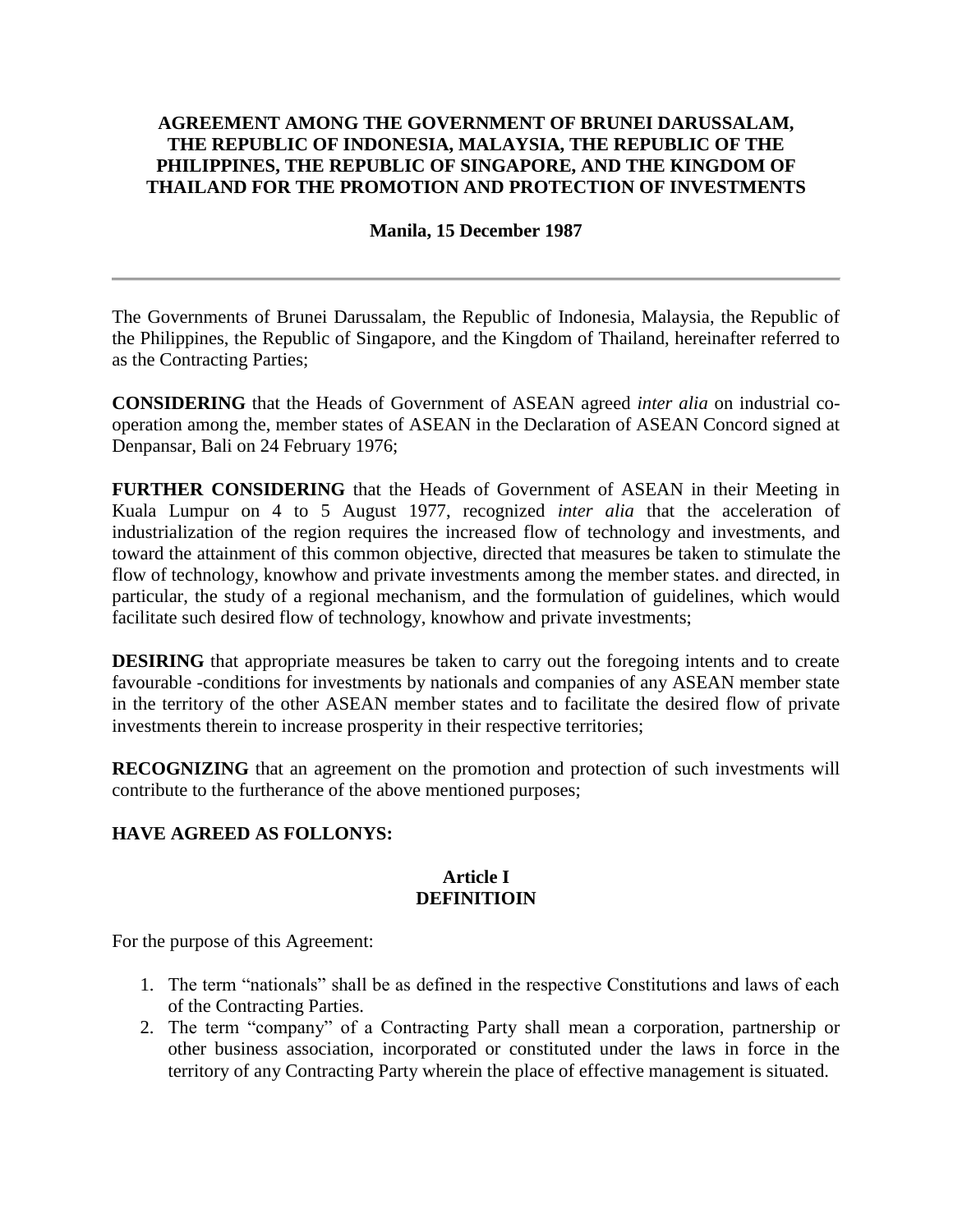# AGREEMENT AMONG THE GOVERNMENT OF BRUNEI DARUSSALAM, THE REPUBLIC OF INDONESIA, MALAYSIA, THE REPUBLIC OF THE PHILIPPINES, THE REPUBLIC OF SINGAPORE, AND THE KINGDOM OF THAILAND FOR THE PROMOTION AND PROTECTION OF INVESTMENTS

**Manila, 15 December 1987**

---

The Governments of Brunei Darussalam, the Republic of Indonesia, Malaysia, the Republic of the Philippines, the Republic of Singapore, and the Kingdom of Thailand, hereinafter referred to as the Contracting Parties;

**CONSIDERING** that the Heads of Government of ASEAN agreed *inter alia* on industrial co-operation among the, member states of ASEAN in the Declaration of ASEAN Concord signed at Denpansar, Bali on 24 February 1976;

**FURTHER CONSIDERING** that the Heads of Government of ASEAN in their Meeting in Kuala Lumpur on 4 to 5 August 1977, recognized *inter alia* that the acceleration of industrialization of the region requires the increased flow of technology and investments, and toward the attainment of this common objective, directed that measures be taken to stimulate the flow of technology, knowhow and private investments among the member states. and directed, in particular, the study of a regional mechanism, and the formulation of guidelines, which would facilitate such desired flow of technology, knowhow and private investments;

**DESIRING** that appropriate measures be taken to carry out the foregoing intents and to create favourable -conditions for investments by nationals and companies of any ASEAN member state in the territory of the other ASEAN member states and to facilitate the desired flow of private investments therein to increase prosperity in their respective territories;

**RECOGNIZING** that an agreement on the promotion and protection of such investments will contribute to the furtherance of the above mentioned purposes;

**HAVE AGREED AS FOLLONYS:**

## Article I
## DEFINITIOIN

For the purpose of this Agreement:

1. The term "nationals" shall be as defined in the respective Constitutions and laws of each of the Contracting Parties.
2. The term "company" of a Contracting Party shall mean a corporation, partnership or other business association, incorporated or constituted under the laws in force in the territory of any Contracting Party wherein the place of effective management is situated.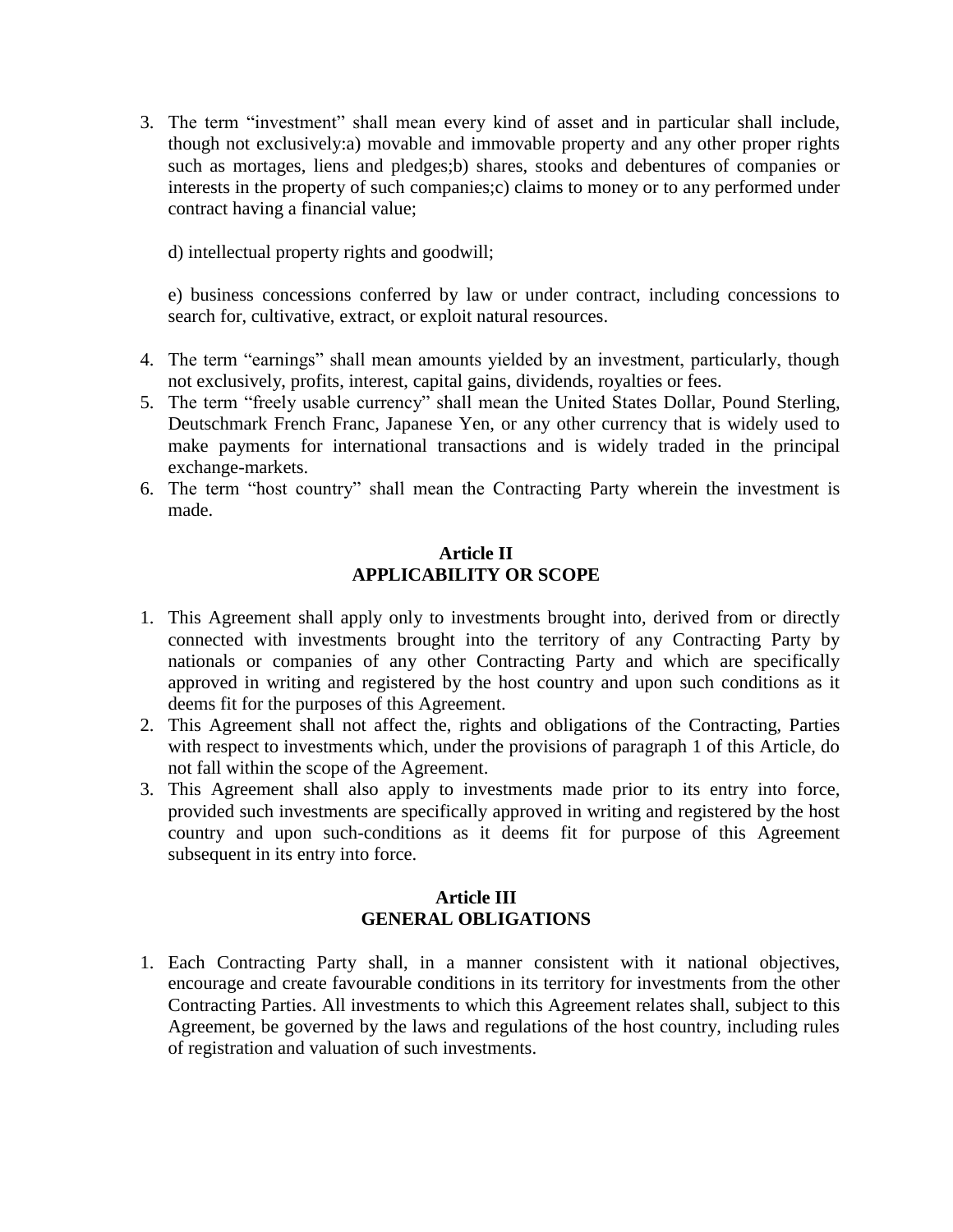3. The term "investment" shall mean every kind of asset and in particular shall include, though not exclusively:a) movable and immovable property and any other proper rights such as mortages, liens and pledges;b) shares, stooks and debentures of companies or interests in the property of such companies;c) claims to money or to any performed under contract having a financial value;

   d) intellectual property rights and goodwill;

   e) business concessions conferred by law or under contract, including concessions to search for, cultivative, extract, or exploit natural resources.

4. The term "earnings" shall mean amounts yielded by an investment, particularly, though not exclusively, profits, interest, capital gains, dividends, royalties or fees.
5. The term "freely usable currency" shall mean the United States Dollar, Pound Sterling, Deutschmark French Franc, Japanese Yen, or any other currency that is widely used to make payments for international transactions and is widely traded in the principal exchange-markets.
6. The term "host country" shall mean the Contracting Party wherein the investment is made.

## Article II
## APPLICABILITY OR SCOPE

1. This Agreement shall apply only to investments brought into, derived from or directly connected with investments brought into the territory of any Contracting Party by nationals or companies of any other Contracting Party and which are specifically approved in writing and registered by the host country and upon such conditions as it deems fit for the purposes of this Agreement.
2. This Agreement shall not affect the, rights and obligations of the Contracting, Parties with respect to investments which, under the provisions of paragraph 1 of this Article, do not fall within the scope of the Agreement.
3. This Agreement shall also apply to investments made prior to its entry into force, provided such investments are specifically approved in writing and registered by the host country and upon such-conditions as it deems fit for purpose of this Agreement subsequent in its entry into force.

## Article III
## GENERAL OBLIGATIONS

1. Each Contracting Party shall, in a manner consistent with it national objectives, encourage and create favourable conditions in its territory for investments from the other Contracting Parties. All investments to which this Agreement relates shall, subject to this Agreement, be governed by the laws and regulations of the host country, including rules of registration and valuation of such investments.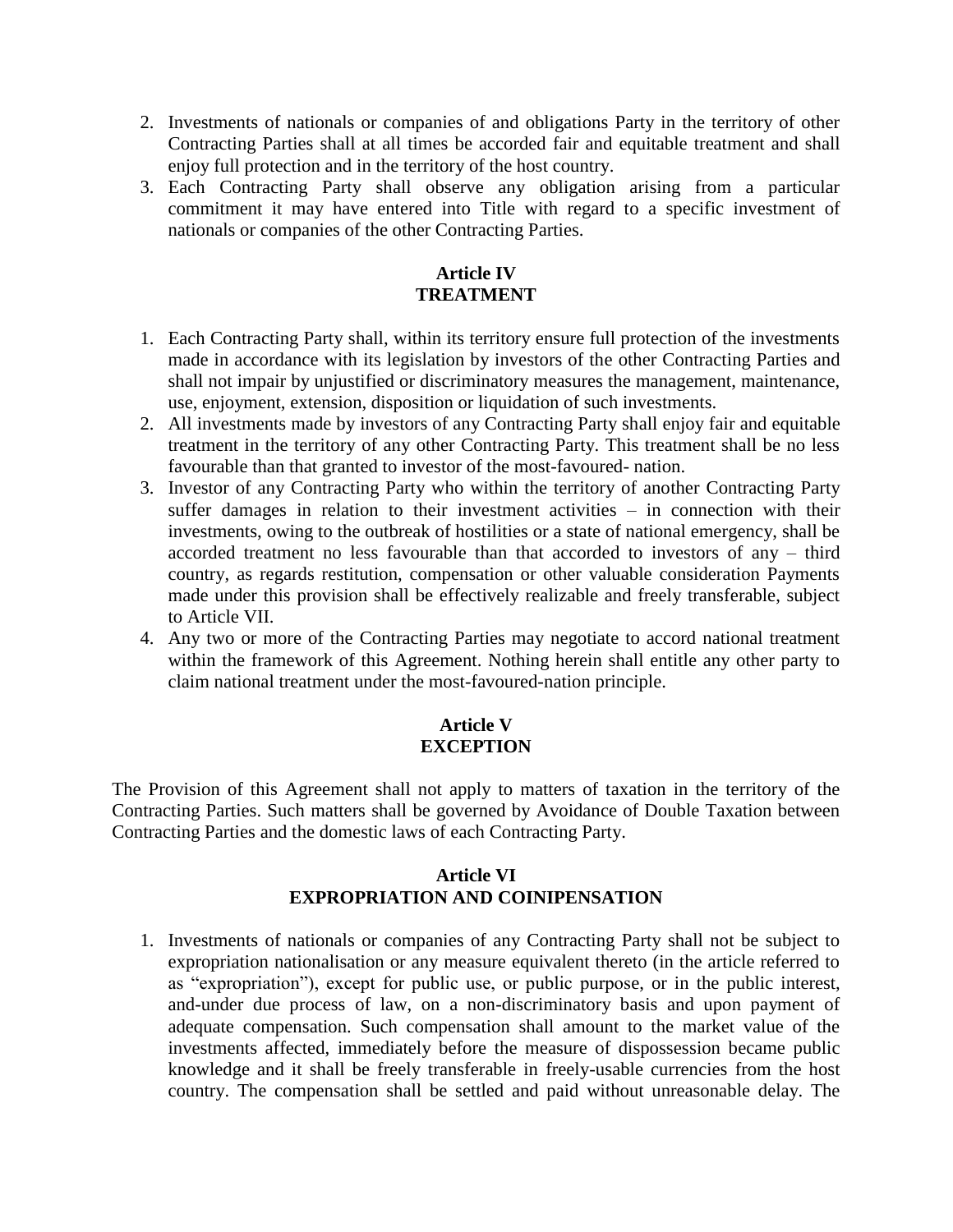2. Investments of nationals or companies of and obligations Party in the territory of other Contracting Parties shall at all times be accorded fair and equitable treatment and shall enjoy full protection and in the territory of the host country.
3. Each Contracting Party shall observe any obligation arising from a particular commitment it may have entered into Title with regard to a specific investment of nationals or companies of the other Contracting Parties.

**Article IV**
**TREATMENT**

1. Each Contracting Party shall, within its territory ensure full protection of the investments made in accordance with its legislation by investors of the other Contracting Parties and shall not impair by unjustified or discriminatory measures the management, maintenance, use, enjoyment, extension, disposition or liquidation of such investments.
2. All investments made by investors of any Contracting Party shall enjoy fair and equitable treatment in the territory of any other Contracting Party. This treatment shall be no less favourable than that granted to investor of the most-favoured- nation.
3. Investor of any Contracting Party who within the territory of another Contracting Party suffer damages in relation to their investment activities – in connection with their investments, owing to the outbreak of hostilities or a state of national emergency, shall be accorded treatment no less favourable than that accorded to investors of any – third country, as regards restitution, compensation or other valuable consideration Payments made under this provision shall be effectively realizable and freely transferable, subject to Article VII.
4. Any two or more of the Contracting Parties may negotiate to accord national treatment within the framework of this Agreement. Nothing herein shall entitle any other party to claim national treatment under the most-favoured-nation principle.

**Article V**
**EXCEPTION**

The Provision of this Agreement shall not apply to matters of taxation in the territory of the Contracting Parties. Such matters shall be governed by Avoidance of Double Taxation between Contracting Parties and the domestic laws of each Contracting Party.

**Article VI**
**EXPROPRIATION AND COINIPENSATION**

1. Investments of nationals or companies of any Contracting Party shall not be subject to expropriation nationalisation or any measure equivalent thereto (in the article referred to as "expropriation"), except for public use, or public purpose, or in the public interest, and-under due process of law, on a non-discriminatory basis and upon payment of adequate compensation. Such compensation shall amount to the market value of the investments affected, immediately before the measure of dispossession became public knowledge and it shall be freely transferable in freely-usable currencies from the host country. The compensation shall be settled and paid without unreasonable delay. The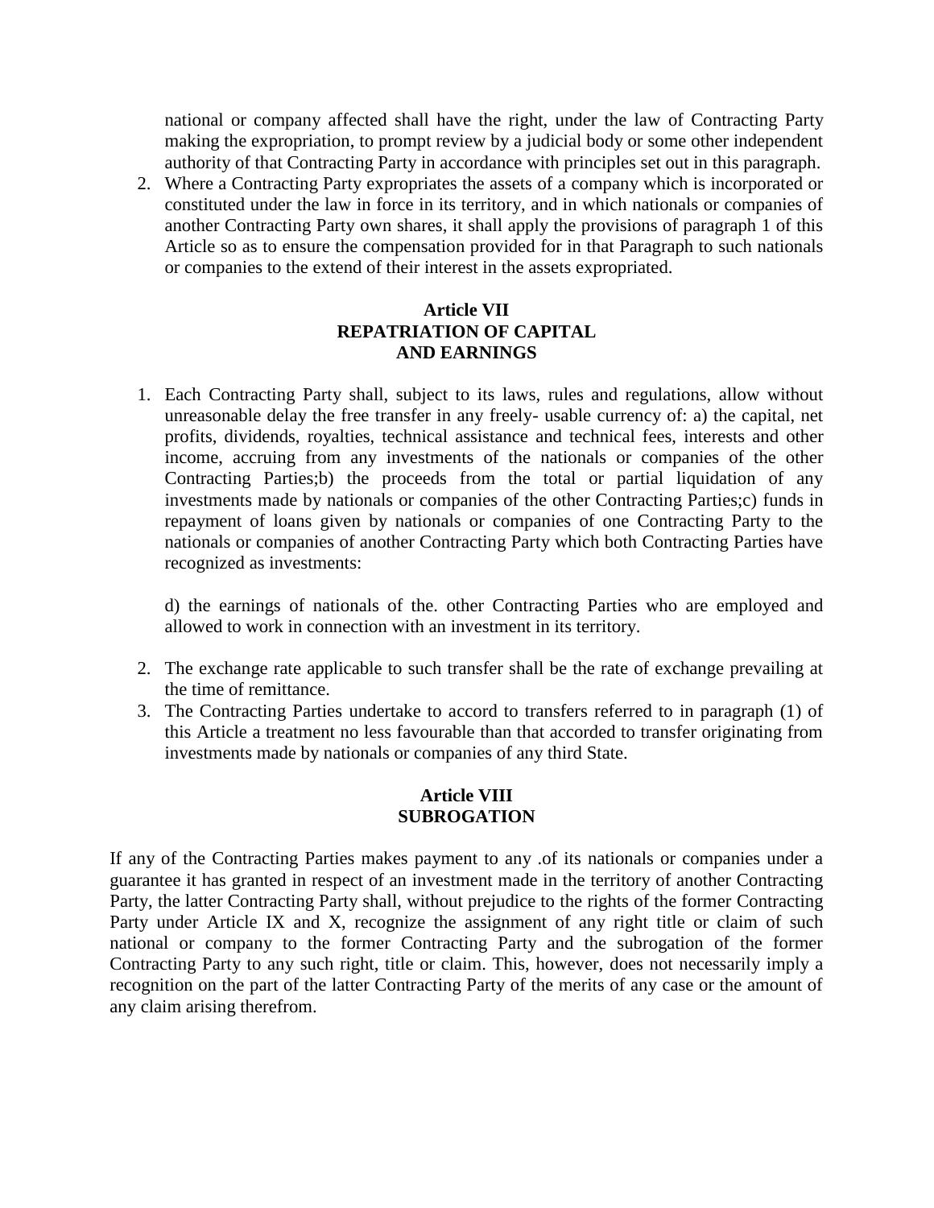national or company affected shall have the right, under the law of Contracting Party making the expropriation, to prompt review by a judicial body or some other independent authority of that Contracting Party in accordance with principles set out in this paragraph.

2. Where a Contracting Party expropriates the assets of a company which is incorporated or constituted under the law in force in its territory, and in which nationals or companies of another Contracting Party own shares, it shall apply the provisions of paragraph 1 of this Article so as to ensure the compensation provided for in that Paragraph to such nationals or companies to the extend of their interest in the assets expropriated.

**Article VII**
**REPATRIATION OF CAPITAL AND EARNINGS**

1. Each Contracting Party shall, subject to its laws, rules and regulations, allow without unreasonable delay the free transfer in any freely- usable currency of: a) the capital, net profits, dividends, royalties, technical assistance and technical fees, interests and other income, accruing from any investments of the nationals or companies of the other Contracting Parties;b) the proceeds from the total or partial liquidation of any investments made by nationals or companies of the other Contracting Parties;c) funds in repayment of loans given by nationals or companies of one Contracting Party to the nationals or companies of another Contracting Party which both Contracting Parties have recognized as investments:

   d) the earnings of nationals of the. other Contracting Parties who are employed and allowed to work in connection with an investment in its territory.

2. The exchange rate applicable to such transfer shall be the rate of exchange prevailing at the time of remittance.
3. The Contracting Parties undertake to accord to transfers referred to in paragraph (1) of this Article a treatment no less favourable than that accorded to transfer originating from investments made by nationals or companies of any third State.

**Article VIII**
**SUBROGATION**

If any of the Contracting Parties makes payment to any .of its nationals or companies under a guarantee it has granted in respect of an investment made in the territory of another Contracting Party, the latter Contracting Party shall, without prejudice to the rights of the former Contracting Party under Article IX and X, recognize the assignment of any right title or claim of such national or company to the former Contracting Party and the subrogation of the former Contracting Party to any such right, title or claim. This, however, does not necessarily imply a recognition on the part of the latter Contracting Party of the merits of any case or the amount of any claim arising therefrom.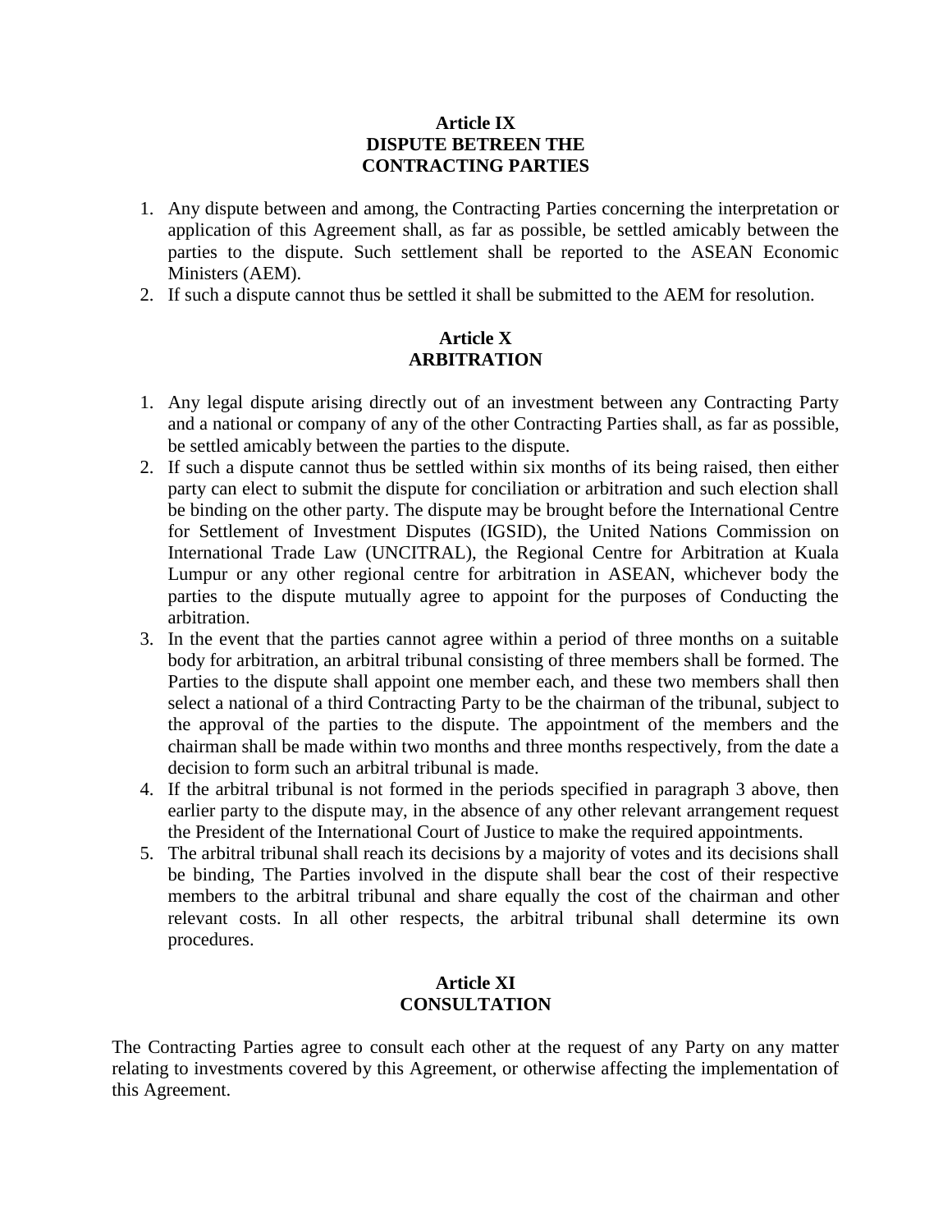## Article IX
## DISPUTE BETREEN THE CONTRACTING PARTIES

1. Any dispute between and among, the Contracting Parties concerning the interpretation or application of this Agreement shall, as far as possible, be settled amicably between the parties to the dispute. Such settlement shall be reported to the ASEAN Economic Ministers (AEM).
2. If such a dispute cannot thus be settled it shall be submitted to the AEM for resolution.

## Article X
## ARBITRATION

1. Any legal dispute arising directly out of an investment between any Contracting Party and a national or company of any of the other Contracting Parties shall, as far as possible, be settled amicably between the parties to the dispute.
2. If such a dispute cannot thus be settled within six months of its being raised, then either party can elect to submit the dispute for conciliation or arbitration and such election shall be binding on the other party. The dispute may be brought before the International Centre for Settlement of Investment Disputes (IGSID), the United Nations Commission on International Trade Law (UNCITRAL), the Regional Centre for Arbitration at Kuala Lumpur or any other regional centre for arbitration in ASEAN, whichever body the parties to the dispute mutually agree to appoint for the purposes of Conducting the arbitration.
3. In the event that the parties cannot agree within a period of three months on a suitable body for arbitration, an arbitral tribunal consisting of three members shall be formed. The Parties to the dispute shall appoint one member each, and these two members shall then select a national of a third Contracting Party to be the chairman of the tribunal, subject to the approval of the parties to the dispute. The appointment of the members and the chairman shall be made within two months and three months respectively, from the date a decision to form such an arbitral tribunal is made.
4. If the arbitral tribunal is not formed in the periods specified in paragraph 3 above, then earlier party to the dispute may, in the absence of any other relevant arrangement request the President of the International Court of Justice to make the required appointments.
5. The arbitral tribunal shall reach its decisions by a majority of votes and its decisions shall be binding, The Parties involved in the dispute shall bear the cost of their respective members to the arbitral tribunal and share equally the cost of the chairman and other relevant costs. In all other respects, the arbitral tribunal shall determine its own procedures.

## Article XI
## CONSULTATION

The Contracting Parties agree to consult each other at the request of any Party on any matter relating to investments covered by this Agreement, or otherwise affecting the implementation of this Agreement.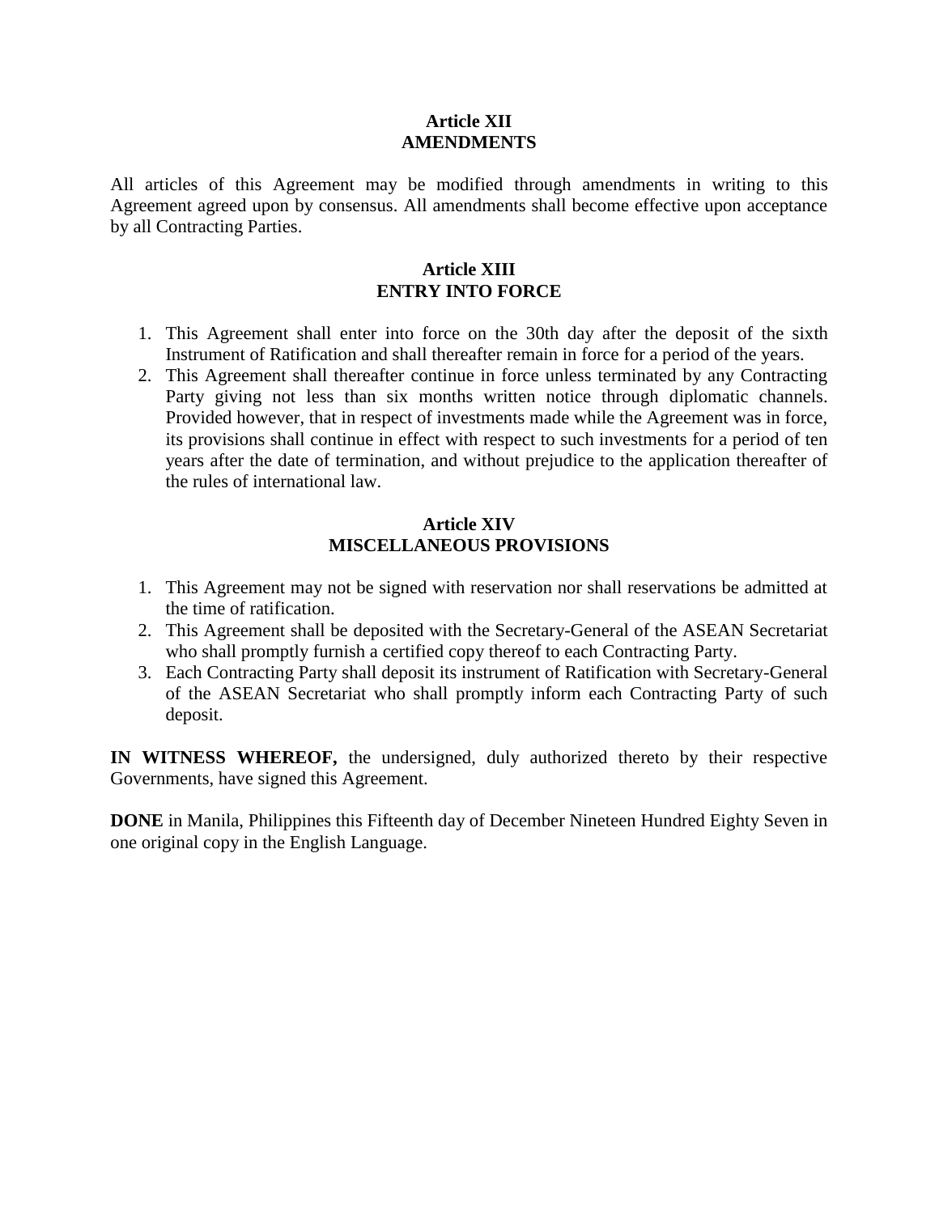**Article XII**
**AMENDMENTS**

All articles of this Agreement may be modified through amendments in writing to this Agreement agreed upon by consensus. All amendments shall become effective upon acceptance by all Contracting Parties.

**Article XIII**
**ENTRY INTO FORCE**

1. This Agreement shall enter into force on the 30th day after the deposit of the sixth Instrument of Ratification and shall thereafter remain in force for a period of the years.
2. This Agreement shall thereafter continue in force unless terminated by any Contracting Party giving not less than six months written notice through diplomatic channels. Provided however, that in respect of investments made while the Agreement was in force, its provisions shall continue in effect with respect to such investments for a period of ten years after the date of termination, and without prejudice to the application thereafter of the rules of international law.

**Article XIV**
**MISCELLANEOUS PROVISIONS**

1. This Agreement may not be signed with reservation nor shall reservations be admitted at the time of ratification.
2. This Agreement shall be deposited with the Secretary-General of the ASEAN Secretariat who shall promptly furnish a certified copy thereof to each Contracting Party.
3. Each Contracting Party shall deposit its instrument of Ratification with Secretary-General of the ASEAN Secretariat who shall promptly inform each Contracting Party of such deposit.

**IN WITNESS WHEREOF,** the undersigned, duly authorized thereto by their respective Governments, have signed this Agreement.

**DONE** in Manila, Philippines this Fifteenth day of December Nineteen Hundred Eighty Seven in one original copy in the English Language.